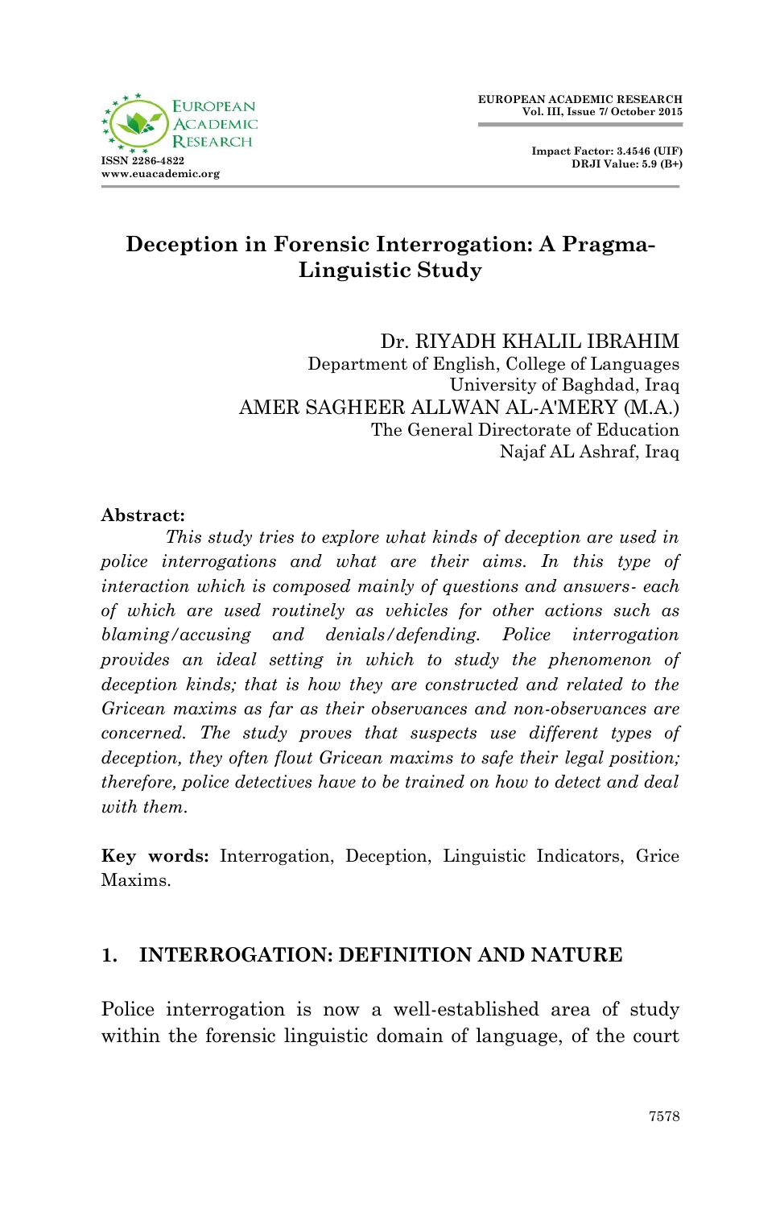# Deception in Forensic Interrogation: A Pragma-Linguistic Study

Dr. RIYADH KHALIL IBRAHIM
Department of English, College of Languages
University of Baghdad, Iraq
AMER SAGHEER ALLWAN AL-A'MERY (M.A.)
The General Directorate of Education
Najaf AL Ashraf, Iraq

**Abstract:**

*This study tries to explore what kinds of deception are used in police interrogations and what are their aims. In this type of interaction which is composed mainly of questions and answers- each of which are used routinely as vehicles for other actions such as blaming/accusing and denials/defending. Police interrogation provides an ideal setting in which to study the phenomenon of deception kinds; that is how they are constructed and related to the Gricean maxims as far as their observances and non-observances are concerned. The study proves that suspects use different types of deception, they often flout Gricean maxims to safe their legal position; therefore, police detectives have to be trained on how to detect and deal with them.*

**Key words:** Interrogation, Deception, Linguistic Indicators, Grice Maxims.

## 1. INTERROGATION: DEFINITION AND NATURE

Police interrogation is now a well-established area of study within the forensic linguistic domain of language, of the court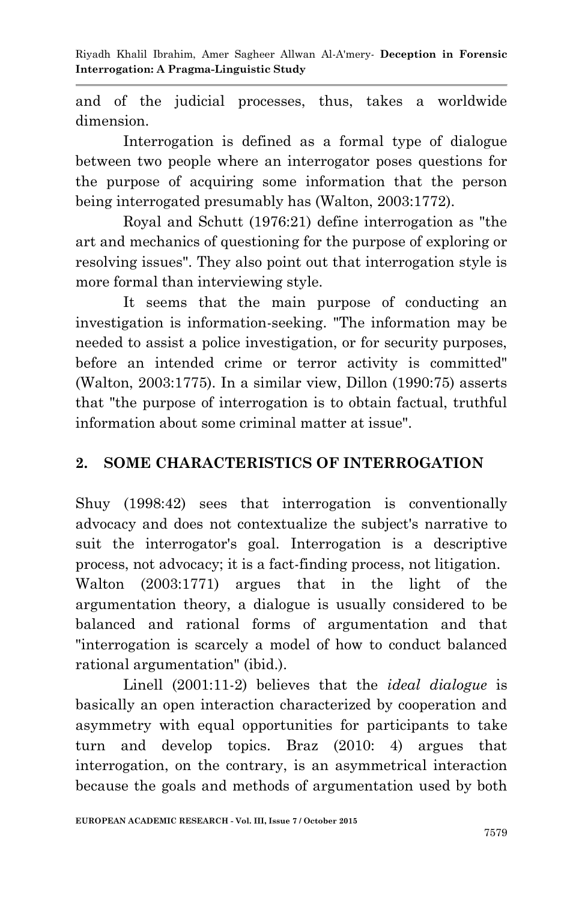and of the judicial processes, thus, takes a worldwide dimension.

Interrogation is defined as a formal type of dialogue between two people where an interrogator poses questions for the purpose of acquiring some information that the person being interrogated presumably has (Walton, 2003:1772).

Royal and Schutt (1976:21) define interrogation as "the art and mechanics of questioning for the purpose of exploring or resolving issues". They also point out that interrogation style is more formal than interviewing style.

It seems that the main purpose of conducting an investigation is information-seeking. "The information may be needed to assist a police investigation, or for security purposes, before an intended crime or terror activity is committed" (Walton, 2003:1775). In a similar view, Dillon (1990:75) asserts that "the purpose of interrogation is to obtain factual, truthful information about some criminal matter at issue".

## 2. SOME CHARACTERISTICS OF INTERROGATION

Shuy (1998:42) sees that interrogation is conventionally advocacy and does not contextualize the subject's narrative to suit the interrogator's goal. Interrogation is a descriptive process, not advocacy; it is a fact-finding process, not litigation.
Walton (2003:1771) argues that in the light of the argumentation theory, a dialogue is usually considered to be balanced and rational forms of argumentation and that "interrogation is scarcely a model of how to conduct balanced rational argumentation" (ibid.).

Linell (2001:11-2) believes that the *ideal dialogue* is basically an open interaction characterized by cooperation and asymmetry with equal opportunities for participants to take turn and develop topics. Braz (2010: 4) argues that interrogation, on the contrary, is an asymmetrical interaction because the goals and methods of argumentation used by both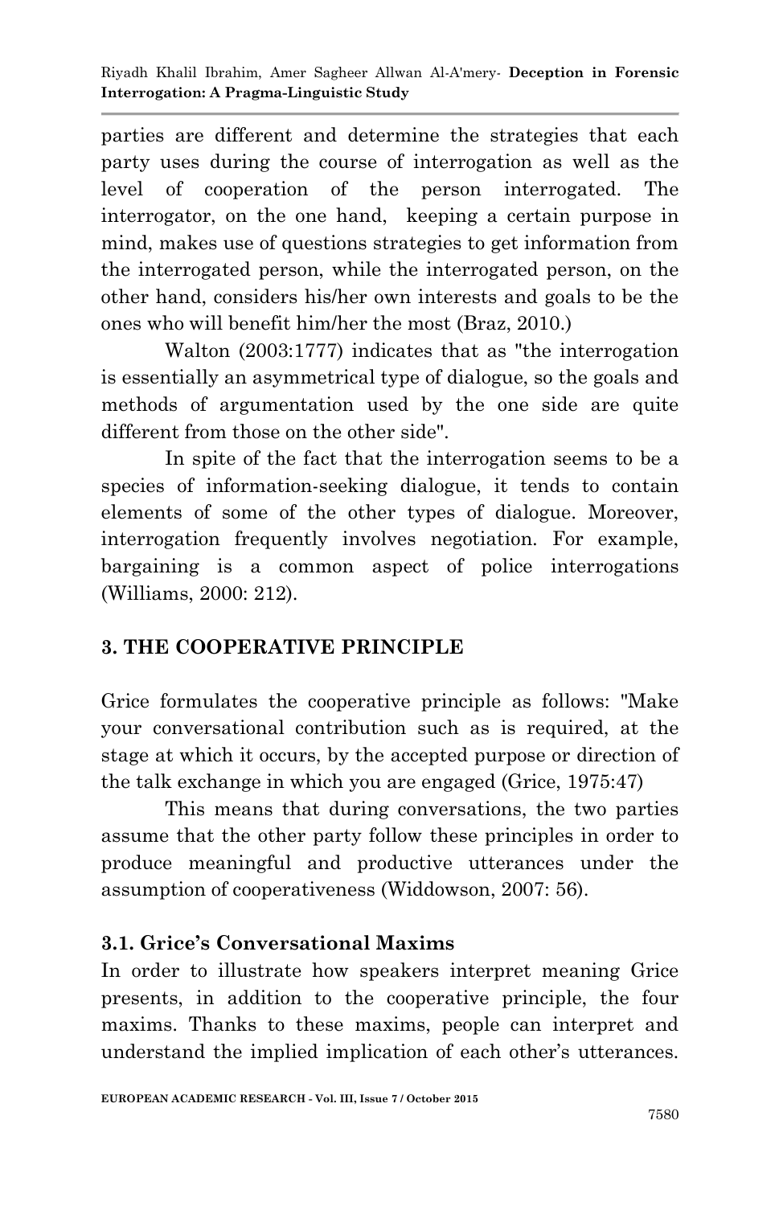parties are different and determine the strategies that each party uses during the course of interrogation as well as the level of cooperation of the person interrogated. The interrogator, on the one hand, keeping a certain purpose in mind, makes use of questions strategies to get information from the interrogated person, while the interrogated person, on the other hand, considers his/her own interests and goals to be the ones who will benefit him/her the most (Braz, 2010.)

Walton (2003:1777) indicates that as "the interrogation is essentially an asymmetrical type of dialogue, so the goals and methods of argumentation used by the one side are quite different from those on the other side".

In spite of the fact that the interrogation seems to be a species of information-seeking dialogue, it tends to contain elements of some of the other types of dialogue. Moreover, interrogation frequently involves negotiation. For example, bargaining is a common aspect of police interrogations (Williams, 2000: 212).

## 3. THE COOPERATIVE PRINCIPLE

Grice formulates the cooperative principle as follows: "Make your conversational contribution such as is required, at the stage at which it occurs, by the accepted purpose or direction of the talk exchange in which you are engaged (Grice, 1975:47)

This means that during conversations, the two parties assume that the other party follow these principles in order to produce meaningful and productive utterances under the assumption of cooperativeness (Widdowson, 2007: 56).

### 3.1. Grice's Conversational Maxims

In order to illustrate how speakers interpret meaning Grice presents, in addition to the cooperative principle, the four maxims. Thanks to these maxims, people can interpret and understand the implied implication of each other's utterances.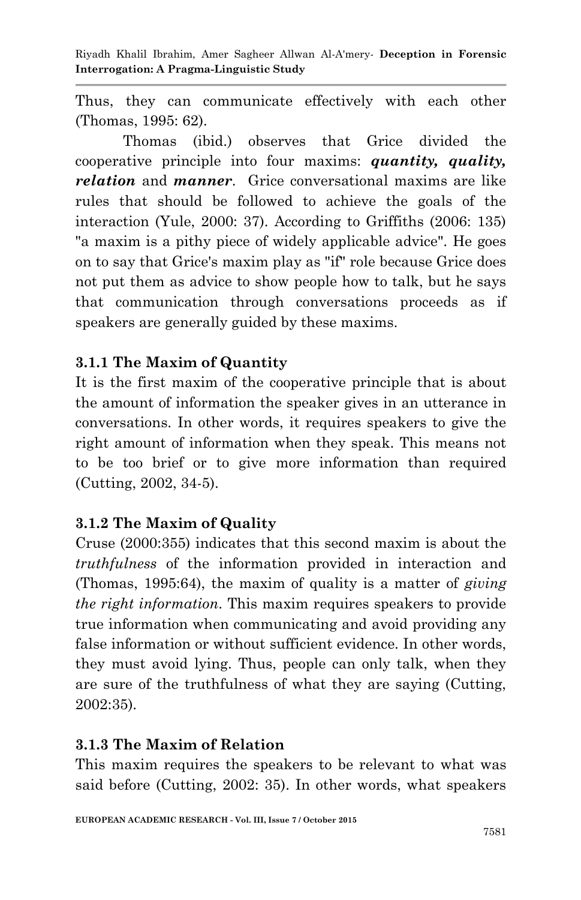Thus, they can communicate effectively with each other (Thomas, 1995: 62).

Thomas (ibid.) observes that Grice divided the cooperative principle into four maxims: ***quantity, quality, relation*** and ***manner***. Grice conversational maxims are like rules that should be followed to achieve the goals of the interaction (Yule, 2000: 37). According to Griffiths (2006: 135) "a maxim is a pithy piece of widely applicable advice". He goes on to say that Grice's maxim play as "if" role because Grice does not put them as advice to show people how to talk, but he says that communication through conversations proceeds as if speakers are generally guided by these maxims.

### 3.1.1 The Maxim of Quantity

It is the first maxim of the cooperative principle that is about the amount of information the speaker gives in an utterance in conversations. In other words, it requires speakers to give the right amount of information when they speak. This means not to be too brief or to give more information than required (Cutting, 2002, 34-5).

### 3.1.2 The Maxim of Quality

Cruse (2000:355) indicates that this second maxim is about the *truthfulness* of the information provided in interaction and (Thomas, 1995:64), the maxim of quality is a matter of *giving the right information*. This maxim requires speakers to provide true information when communicating and avoid providing any false information or without sufficient evidence. In other words, they must avoid lying. Thus, people can only talk, when they are sure of the truthfulness of what they are saying (Cutting, 2002:35).

### 3.1.3 The Maxim of Relation

This maxim requires the speakers to be relevant to what was said before (Cutting, 2002: 35). In other words, what speakers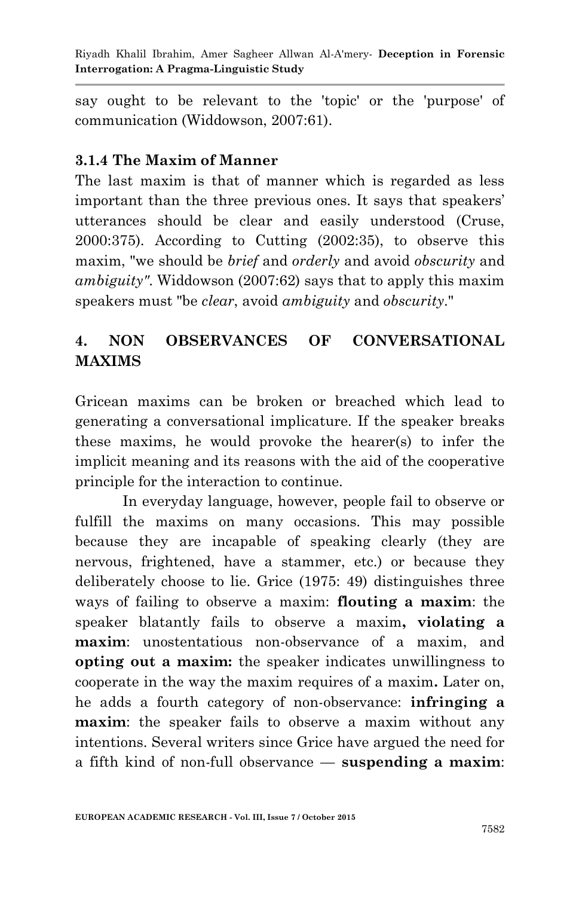say ought to be relevant to the 'topic' or the 'purpose' of communication (Widdowson, 2007:61).

### 3.1.4 The Maxim of Manner

The last maxim is that of manner which is regarded as less important than the three previous ones. It says that speakers' utterances should be clear and easily understood (Cruse, 2000:375). According to Cutting (2002:35), to observe this maxim, "we should be *brief* and *orderly* and avoid *obscurity* and *ambiguity"*. Widdowson (2007:62) says that to apply this maxim speakers must "be *clear*, avoid *ambiguity* and *obscurity*."

## 4. NON OBSERVANCES OF CONVERSATIONAL MAXIMS

Gricean maxims can be broken or breached which lead to generating a conversational implicature. If the speaker breaks these maxims, he would provoke the hearer(s) to infer the implicit meaning and its reasons with the aid of the cooperative principle for the interaction to continue.

In everyday language, however, people fail to observe or fulfill the maxims on many occasions. This may possible because they are incapable of speaking clearly (they are nervous, frightened, have a stammer, etc.) or because they deliberately choose to lie. Grice (1975: 49) distinguishes three ways of failing to observe a maxim: **flouting a maxim**: the speaker blatantly fails to observe a maxim**, violating a maxim**: unostentatious non-observance of a maxim, and **opting out a maxim:** the speaker indicates unwillingness to cooperate in the way the maxim requires of a maxim**.** Later on, he adds a fourth category of non-observance: **infringing a maxim**: the speaker fails to observe a maxim without any intentions. Several writers since Grice have argued the need for a fifth kind of non-full observance — **suspending a maxim**: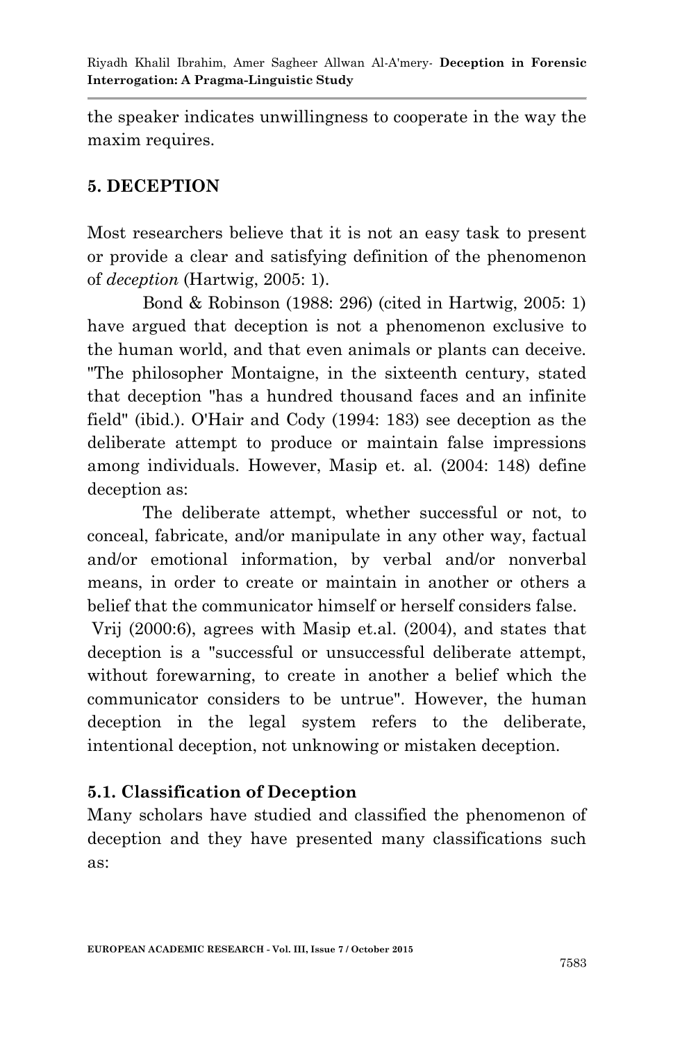the speaker indicates unwillingness to cooperate in the way the maxim requires.

## 5. DECEPTION

Most researchers believe that it is not an easy task to present or provide a clear and satisfying definition of the phenomenon of *deception* (Hartwig, 2005: 1).

Bond & Robinson (1988: 296) (cited in Hartwig, 2005: 1) have argued that deception is not a phenomenon exclusive to the human world, and that even animals or plants can deceive. "The philosopher Montaigne, in the sixteenth century, stated that deception "has a hundred thousand faces and an infinite field" (ibid.). O'Hair and Cody (1994: 183) see deception as the deliberate attempt to produce or maintain false impressions among individuals. However, Masip et. al. (2004: 148) define deception as:

The deliberate attempt, whether successful or not, to conceal, fabricate, and/or manipulate in any other way, factual and/or emotional information, by verbal and/or nonverbal means, in order to create or maintain in another or others a belief that the communicator himself or herself considers false.

Vrij (2000:6), agrees with Masip et.al. (2004), and states that deception is a "successful or unsuccessful deliberate attempt, without forewarning, to create in another a belief which the communicator considers to be untrue". However, the human deception in the legal system refers to the deliberate, intentional deception, not unknowing or mistaken deception.

### 5.1. Classification of Deception

Many scholars have studied and classified the phenomenon of deception and they have presented many classifications such as: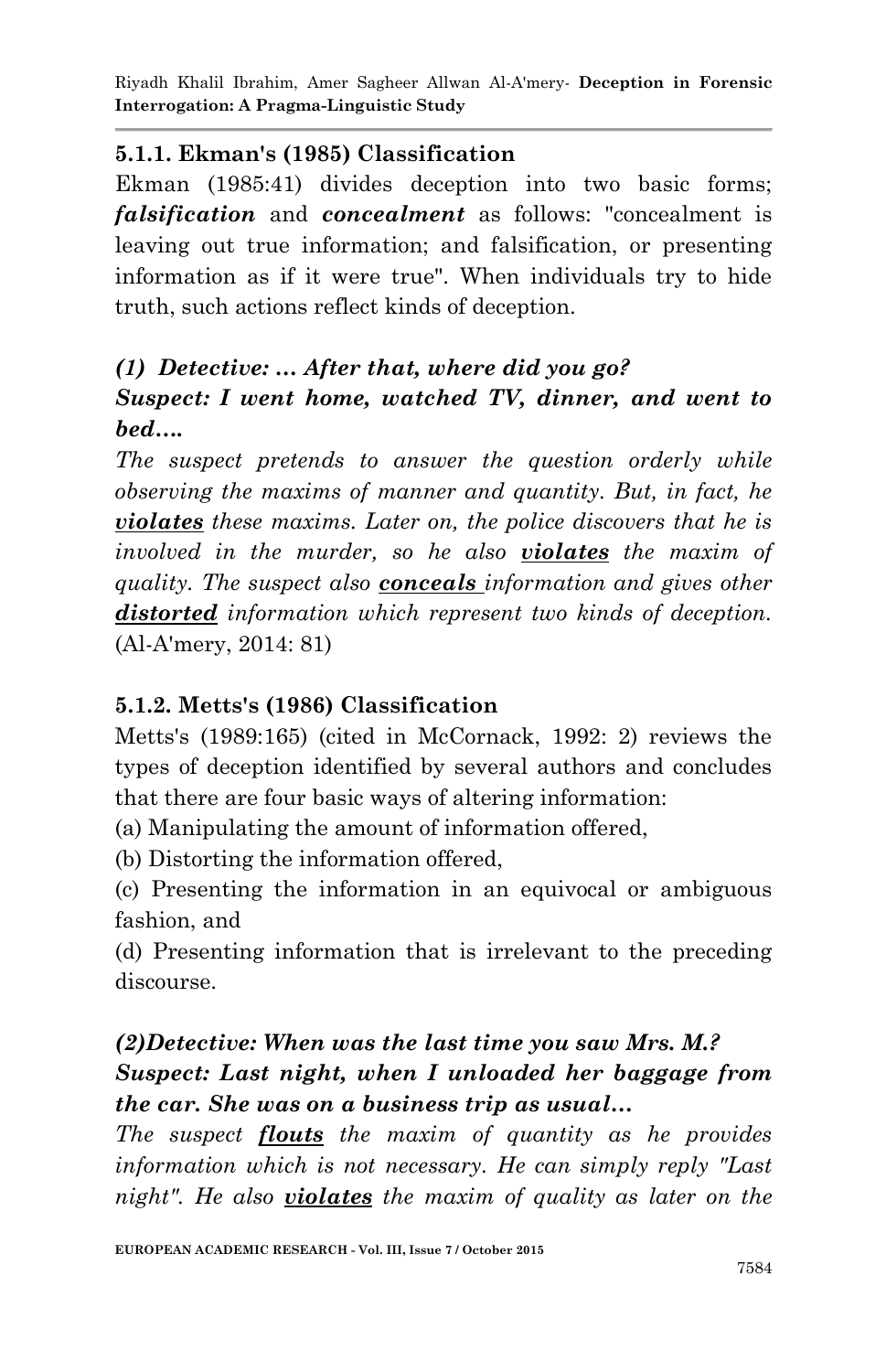### 5.1.1. Ekman's (1985) Classification

Ekman (1985:41) divides deception into two basic forms; ***falsification*** and ***concealment*** as follows: "concealment is leaving out true information; and falsification, or presenting information as if it were true". When individuals try to hide truth, such actions reflect kinds of deception.

***(1) Detective: … After that, where did you go?***
***Suspect: I went home, watched TV, dinner, and went to bed….***

*The suspect pretends to answer the question orderly while observing the maxims of manner and quantity. But, in fact, he **violates** these maxims. Later on, the police discovers that he is involved in the murder, so he also **violates** the maxim of quality. The suspect also **conceals** information and gives other **distorted** information which represent two kinds of deception.* (Al-A'mery, 2014: 81)

### 5.1.2. Metts's (1986) Classification

Metts's (1989:165) (cited in McCornack, 1992: 2) reviews the types of deception identified by several authors and concludes that there are four basic ways of altering information:

(a) Manipulating the amount of information offered,

(b) Distorting the information offered,

(c) Presenting the information in an equivocal or ambiguous fashion, and

(d) Presenting information that is irrelevant to the preceding discourse.

***(2)Detective: When was the last time you saw Mrs. M.?***
***Suspect: Last night, when I unloaded her baggage from the car. She was on a business trip as usual…***

*The suspect **flouts** the maxim of quantity as he provides information which is not necessary. He can simply reply "Last night". He also **violates** the maxim of quality as later on the*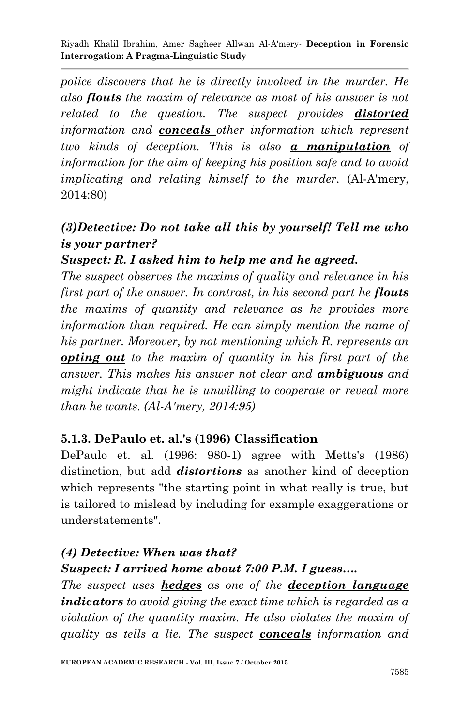*police discovers that he is directly involved in the murder. He also* ***flouts*** *the maxim of relevance as most of his answer is not related to the question. The suspect provides* ***distorted*** *information and* ***conceals*** *other information which represent two kinds of deception. This is also* ***a manipulation*** *of information for the aim of keeping his position safe and to avoid implicating and relating himself to the murder.* (Al-A'mery, 2014:80)

***(3)Detective: Do not take all this by yourself! Tell me who is your partner?***

***Suspect: R. I asked him to help me and he agreed.***

*The suspect observes the maxims of quality and relevance in his first part of the answer. In contrast, in his second part he* ***flouts*** *the maxims of quantity and relevance as he provides more information than required. He can simply mention the name of his partner. Moreover, by not mentioning which R. represents an* ***opting out*** *to the maxim of quantity in his first part of the answer. This makes his answer not clear and* ***ambiguous*** *and might indicate that he is unwilling to cooperate or reveal more than he wants. (Al-A'mery, 2014:95)*

### 5.1.3. DePaulo et. al.'s (1996) Classification

DePaulo et. al. (1996: 980-1) agree with Metts's (1986) distinction, but add ***distortions*** as another kind of deception which represents "the starting point in what really is true, but is tailored to mislead by including for example exaggerations or understatements".

***(4) Detective: When was that?***

***Suspect: I arrived home about 7:00 P.M. I guess….***

*The suspect uses* ***hedges*** *as one of the* ***deception language indicators*** *to avoid giving the exact time which is regarded as a violation of the quantity maxim. He also violates the maxim of quality as tells a lie. The suspect* ***conceals*** *information and*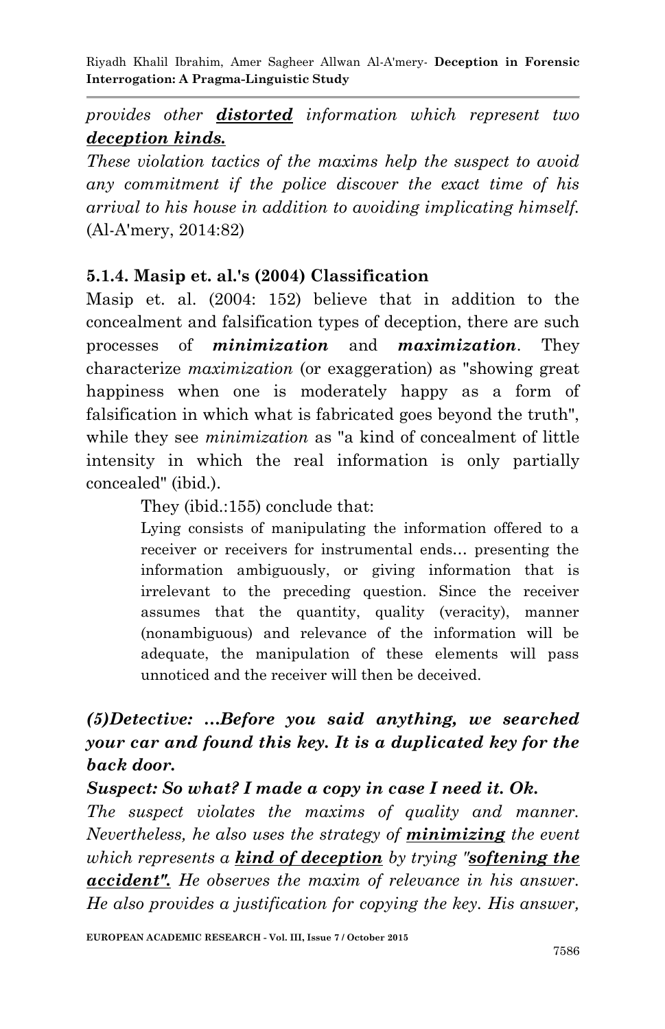*provides other* ***distorted*** *information which represent two* ***deception kinds.***

*These violation tactics of the maxims help the suspect to avoid any commitment if the police discover the exact time of his arrival to his house in addition to avoiding implicating himself.* (Al-A'mery, 2014:82)

### 5.1.4. Masip et. al.'s (2004) Classification

Masip et. al. (2004: 152) believe that in addition to the concealment and falsification types of deception, there are such processes of ***minimization*** and ***maximization***. They characterize *maximization* (or exaggeration) as "showing great happiness when one is moderately happy as a form of falsification in which what is fabricated goes beyond the truth", while they see *minimization* as "a kind of concealment of little intensity in which the real information is only partially concealed" (ibid.).

They (ibid.:155) conclude that:

> Lying consists of manipulating the information offered to a receiver or receivers for instrumental ends… presenting the information ambiguously, or giving information that is irrelevant to the preceding question. Since the receiver assumes that the quantity, quality (veracity), manner (nonambiguous) and relevance of the information will be adequate, the manipulation of these elements will pass unnoticed and the receiver will then be deceived.

***(5)Detective: …Before you said anything, we searched your car and found this key. It is a duplicated key for the back door.***

***Suspect: So what? I made a copy in case I need it. Ok.***

*The suspect violates the maxims of quality and manner. Nevertheless, he also uses the strategy of* ***minimizing*** *the event which represents a* ***kind of deception*** *by trying "****softening the accident".*** *He observes the maxim of relevance in his answer. He also provides a justification for copying the key. His answer,*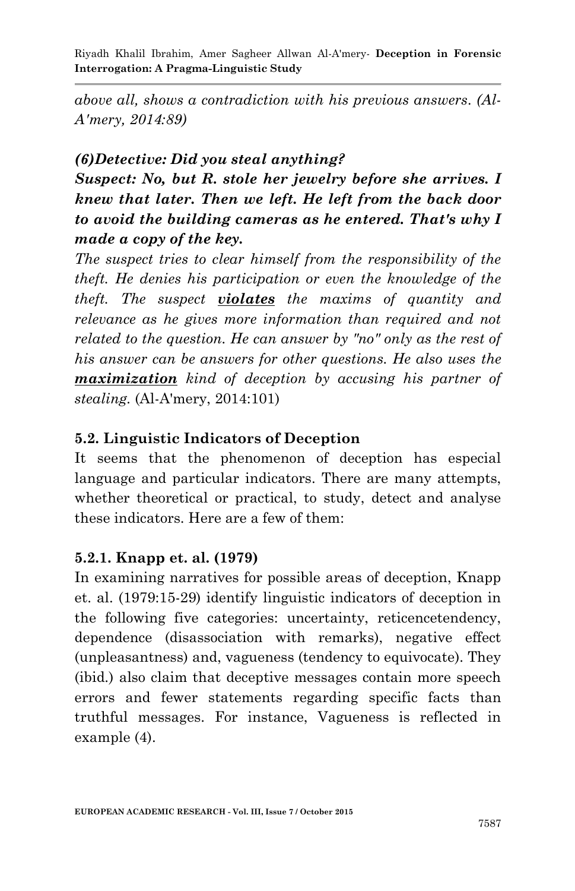*above all, shows a contradiction with his previous answers. (Al-A'mery, 2014:89)*

***(6)Detective: Did you steal anything?***

***Suspect: No, but R. stole her jewelry before she arrives. I knew that later. Then we left. He left from the back door to avoid the building cameras as he entered. That's why I made a copy of the key.***

*The suspect tries to clear himself from the responsibility of the theft. He denies his participation or even the knowledge of the theft. The suspect **violates** the maxims of quantity and relevance as he gives more information than required and not related to the question. He can answer by "no" only as the rest of his answer can be answers for other questions. He also uses the **maximization** kind of deception by accusing his partner of stealing.* (Al-A'mery, 2014:101)

### 5.2. Linguistic Indicators of Deception

It seems that the phenomenon of deception has especial language and particular indicators. There are many attempts, whether theoretical or practical, to study, detect and analyse these indicators. Here are a few of them:

#### 5.2.1. Knapp et. al. (1979)

In examining narratives for possible areas of deception, Knapp et. al. (1979:15-29) identify linguistic indicators of deception in the following five categories: uncertainty, reticencetendency, dependence (disassociation with remarks), negative effect (unpleasantness) and, vagueness (tendency to equivocate). They (ibid.) also claim that deceptive messages contain more speech errors and fewer statements regarding specific facts than truthful messages. For instance, Vagueness is reflected in example (4).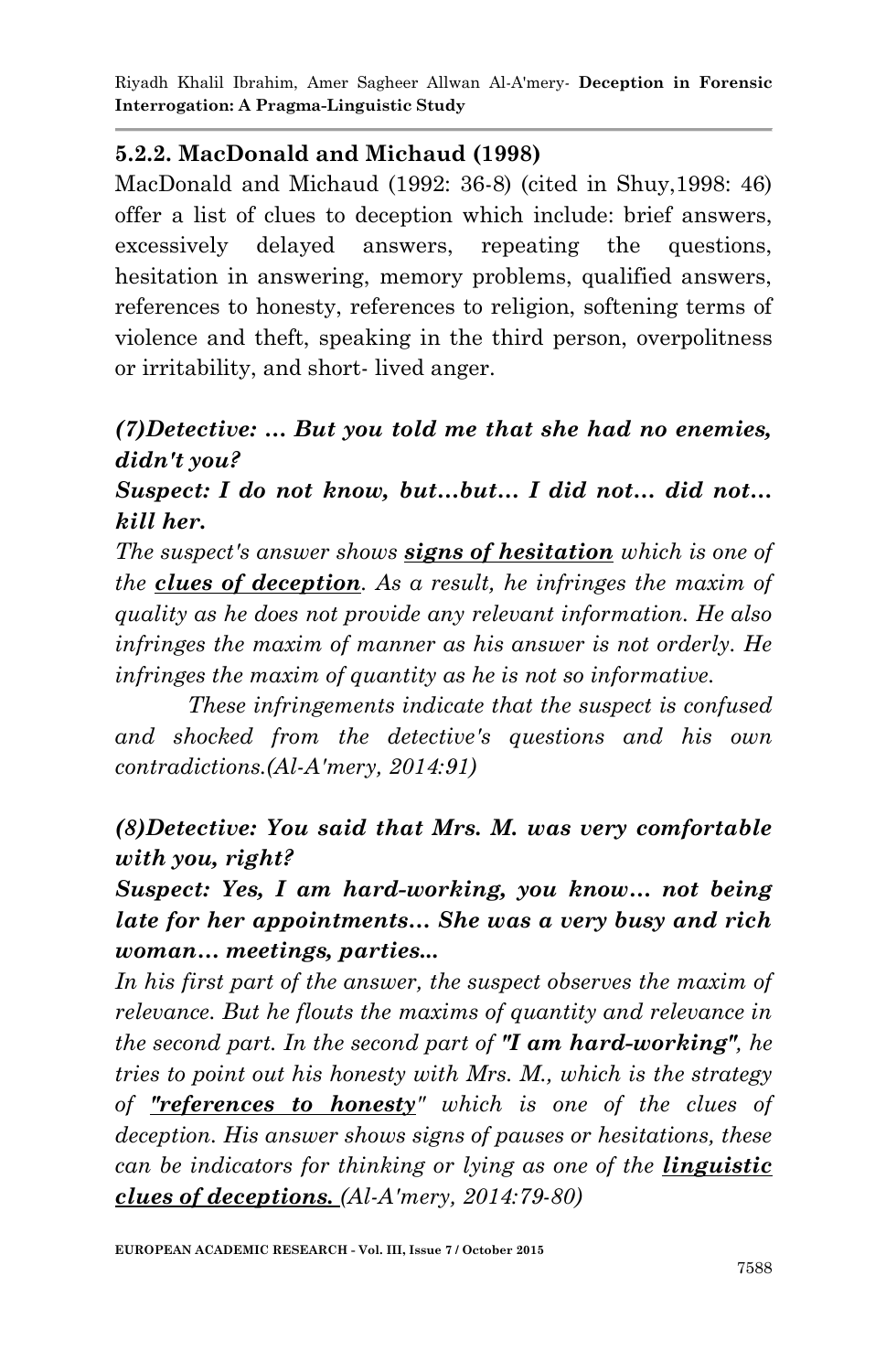### 5.2.2. MacDonald and Michaud (1998)

MacDonald and Michaud (1992: 36-8) (cited in Shuy,1998: 46) offer a list of clues to deception which include: brief answers, excessively delayed answers, repeating the questions, hesitation in answering, memory problems, qualified answers, references to honesty, references to religion, softening terms of violence and theft, speaking in the third person, overpolitness or irritability, and short- lived anger.

***(7)Detective: … But you told me that she had no enemies, didn't you?***

***Suspect: I do not know, but…but… I did not… did not… kill her.***

*The suspect's answer shows* ***signs of hesitation*** *which is one of the* ***clues of deception****. As a result, he infringes the maxim of quality as he does not provide any relevant information. He also infringes the maxim of manner as his answer is not orderly. He infringes the maxim of quantity as he is not so informative.*

*These infringements indicate that the suspect is confused and shocked from the detective's questions and his own contradictions.(Al-A'mery, 2014:91)*

***(8)Detective: You said that Mrs. M. was very comfortable with you, right?***

***Suspect: Yes, I am hard-working, you know… not being late for her appointments… She was a very busy and rich woman… meetings, parties...***

*In his first part of the answer, the suspect observes the maxim of relevance. But he flouts the maxims of quantity and relevance in the second part. In the second part of* ***"I am hard-working"****, he tries to point out his honesty with Mrs. M., which is the strategy of* ***"references to honesty"*** *which is one of the clues of deception. His answer shows signs of pauses or hesitations, these can be indicators for thinking or lying as one of the* ***linguistic clues of deceptions.*** *(Al-A'mery, 2014:79-80)*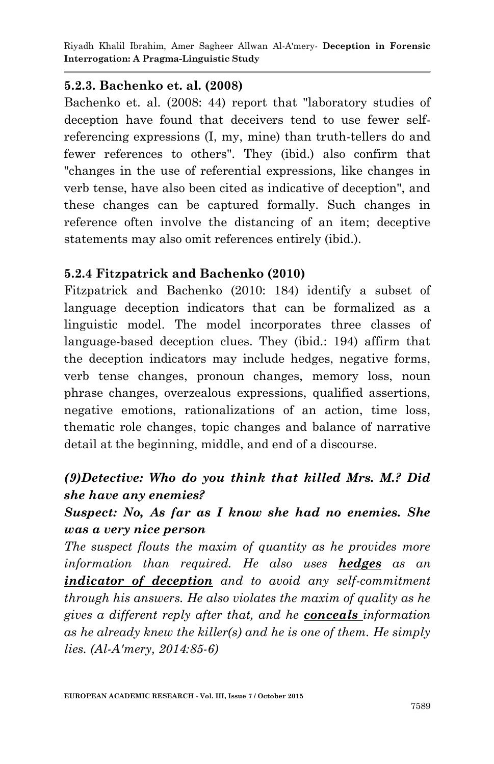### 5.2.3. Bachenko et. al. (2008)

Bachenko et. al. (2008: 44) report that "laboratory studies of deception have found that deceivers tend to use fewer self-referencing expressions (I, my, mine) than truth-tellers do and fewer references to others". They (ibid.) also confirm that "changes in the use of referential expressions, like changes in verb tense, have also been cited as indicative of deception", and these changes can be captured formally. Such changes in reference often involve the distancing of an item; deceptive statements may also omit references entirely (ibid.).

### 5.2.4 Fitzpatrick and Bachenko (2010)

Fitzpatrick and Bachenko (2010: 184) identify a subset of language deception indicators that can be formalized as a linguistic model. The model incorporates three classes of language-based deception clues. They (ibid.: 194) affirm that the deception indicators may include hedges, negative forms, verb tense changes, pronoun changes, memory loss, noun phrase changes, overzealous expressions, qualified assertions, negative emotions, rationalizations of an action, time loss, thematic role changes, topic changes and balance of narrative detail at the beginning, middle, and end of a discourse.

***(9)Detective: Who do you think that killed Mrs. M.? Did she have any enemies?***

***Suspect: No, As far as I know she had no enemies. She was a very nice person***

*The suspect flouts the maxim of quantity as he provides more information than required. He also uses **hedges** as an **indicator of deception** and to avoid any self-commitment through his answers. He also violates the maxim of quality as he gives a different reply after that, and he **conceals** information as he already knew the killer(s) and he is one of them. He simply lies. (Al-A'mery, 2014:85-6)*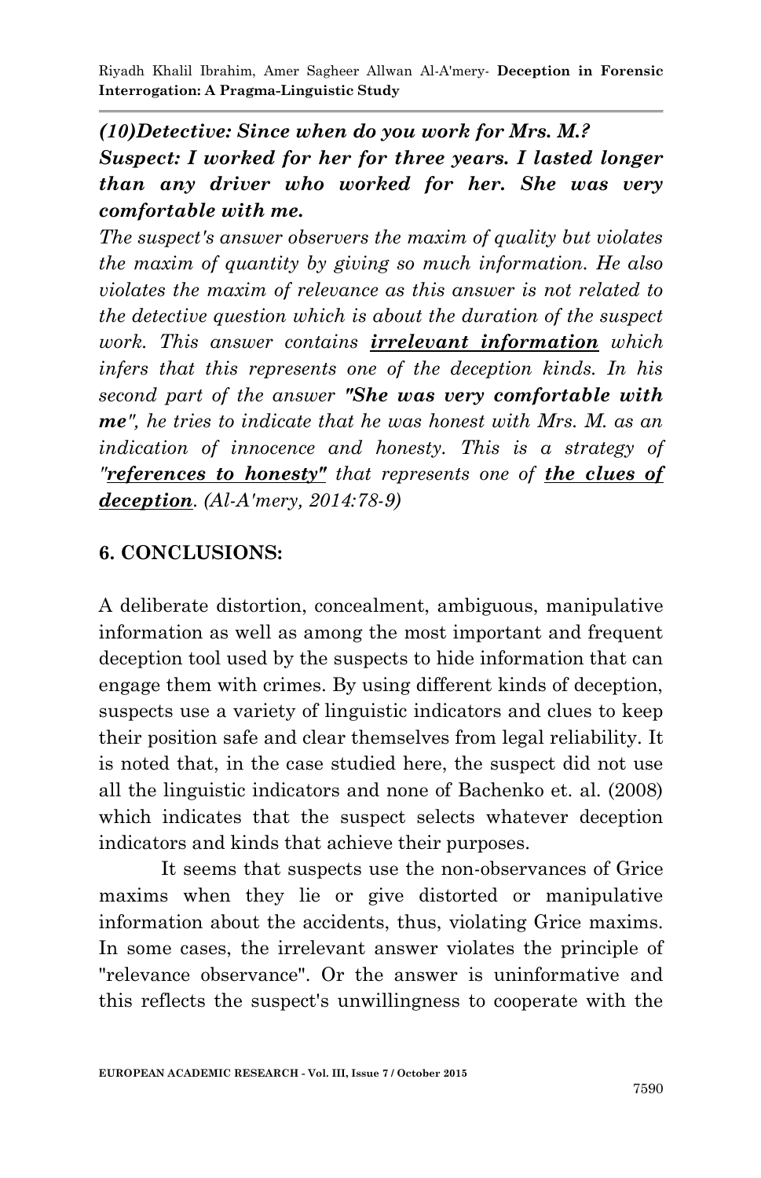***(10)Detective: Since when do you work for Mrs. M.?***

***Suspect: I worked for her for three years. I lasted longer than any driver who worked for her. She was very comfortable with me.***

*The suspect's answer observers the maxim of quality but violates the maxim of quantity by giving so much information. He also violates the maxim of relevance as this answer is not related to the detective question which is about the duration of the suspect work. This answer contains **irrelevant information** which infers that this represents one of the deception kinds. In his second part of the answer **"She was very comfortable with me"**, he tries to indicate that he was honest with Mrs. M. as an indication of innocence and honesty. This is a strategy of **"references to honesty"** that represents one of **the clues of deception**. (Al-A'mery, 2014:78-9)*

## 6. CONCLUSIONS:

A deliberate distortion, concealment, ambiguous, manipulative information as well as among the most important and frequent deception tool used by the suspects to hide information that can engage them with crimes. By using different kinds of deception, suspects use a variety of linguistic indicators and clues to keep their position safe and clear themselves from legal reliability. It is noted that, in the case studied here, the suspect did not use all the linguistic indicators and none of Bachenko et. al. (2008) which indicates that the suspect selects whatever deception indicators and kinds that achieve their purposes.

It seems that suspects use the non-observances of Grice maxims when they lie or give distorted or manipulative information about the accidents, thus, violating Grice maxims. In some cases, the irrelevant answer violates the principle of "relevance observance". Or the answer is uninformative and this reflects the suspect's unwillingness to cooperate with the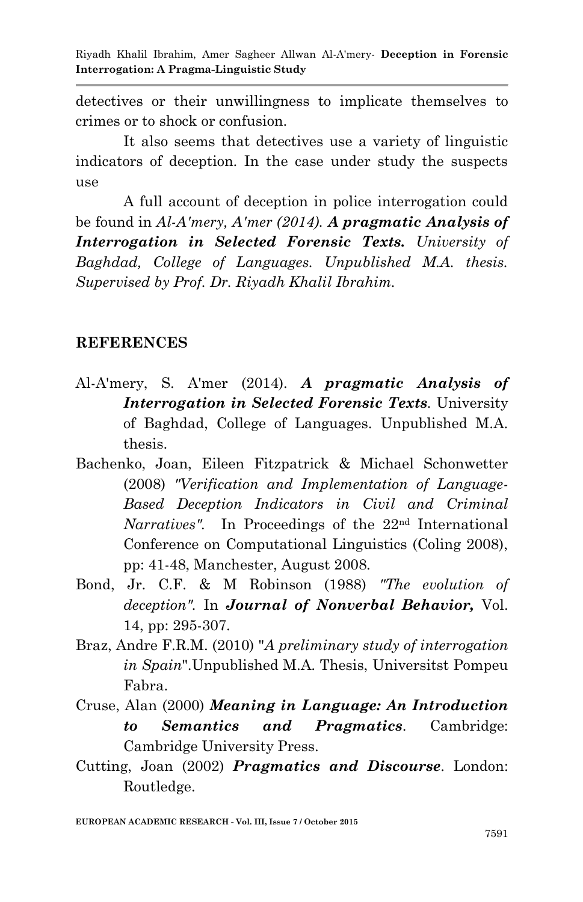detectives or their unwillingness to implicate themselves to crimes or to shock or confusion.

It also seems that detectives use a variety of linguistic indicators of deception. In the case under study the suspects use

A full account of deception in police interrogation could be found in *Al-A'mery, A'mer (2014).* ***A pragmatic Analysis of Interrogation in Selected Forensic Texts.*** *University of Baghdad, College of Languages. Unpublished M.A. thesis. Supervised by Prof. Dr. Riyadh Khalil Ibrahim.*

## REFERENCES

Al-A'mery, S. A'mer (2014). ***A pragmatic Analysis of Interrogation in Selected Forensic Texts***. University of Baghdad, College of Languages. Unpublished M.A. thesis.

Bachenko, Joan, Eileen Fitzpatrick & Michael Schonwetter (2008) *"Verification and Implementation of Language-Based Deception Indicators in Civil and Criminal Narratives".* In Proceedings of the 22nd International Conference on Computational Linguistics (Coling 2008), pp: 41-48, Manchester, August 2008.

Bond, Jr. C.F. & M Robinson (1988) *"The evolution of deception".* In ***Journal of Nonverbal Behavior,*** Vol. 14, pp: 295-307.

Braz, Andre F.R.M. (2010) "*A preliminary study of interrogation in Spain*".Unpublished M.A. Thesis, Universitst Pompeu Fabra.

Cruse, Alan (2000) ***Meaning in Language: An Introduction to Semantics and Pragmatics***. Cambridge: Cambridge University Press.

Cutting, Joan (2002) ***Pragmatics and Discourse***. London: Routledge.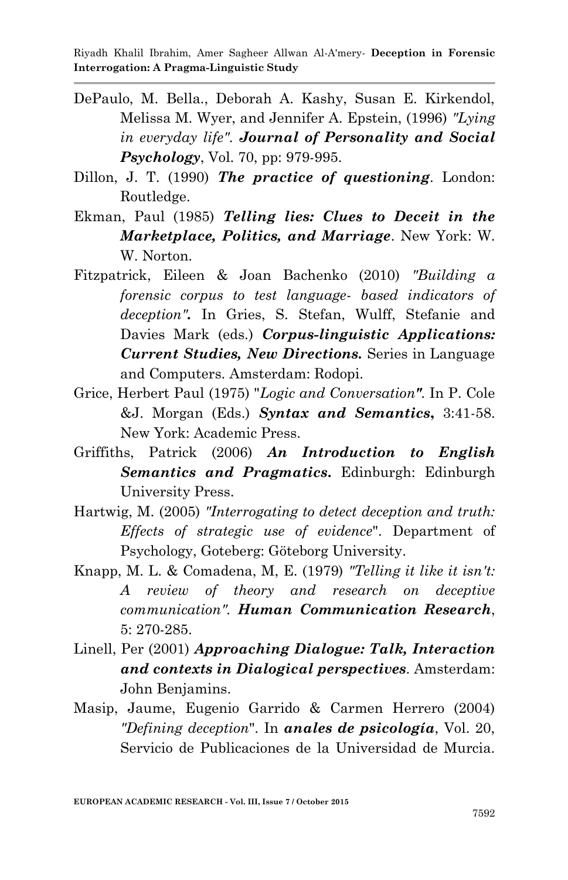DePaulo, M. Bella., Deborah A. Kashy, Susan E. Kirkendol, Melissa M. Wyer, and Jennifer A. Epstein, (1996) *"Lying in everyday life"*. ***Journal of Personality and Social Psychology***, Vol. 70, pp: 979-995.

Dillon, J. T. (1990) ***The practice of questioning***. London: Routledge.

Ekman, Paul (1985) ***Telling lies: Clues to Deceit in the Marketplace, Politics, and Marriage***. New York: W. W. Norton.

Fitzpatrick, Eileen & Joan Bachenko (2010) *"Building a forensic corpus to test language- based indicators of deception"***.** In Gries, S. Stefan, Wulff, Stefanie and Davies Mark (eds.) ***Corpus-linguistic Applications: Current Studies, New Directions.*** Series in Language and Computers. Amsterdam: Rodopi.

Grice, Herbert Paul (1975) "*Logic and Conversation"*. In P. Cole &J. Morgan (Eds.) ***Syntax and Semantics*****,** 3:41-58. New York: Academic Press.

Griffiths, Patrick (2006) ***An Introduction to English Semantics and Pragmatics.*** Edinburgh: Edinburgh University Press.

Hartwig, M. (2005) *"Interrogating to detect deception and truth: Effects of strategic use of evidence*". Department of Psychology, Goteberg: Göteborg University.

Knapp, M. L. & Comadena, M, E. (1979) *"Telling it like it isn't: A review of theory and research on deceptive communication"*. ***Human Communication Research***, 5: 270-285.

Linell, Per (2001) ***Approaching Dialogue: Talk, Interaction and contexts in Dialogical perspectives***. Amsterdam: John Benjamins.

Masip, Jaume, Eugenio Garrido & Carmen Herrero (2004) *"Defining deception*". In ***anales de psicología***, Vol. 20, Servicio de Publicaciones de la Universidad de Murcia.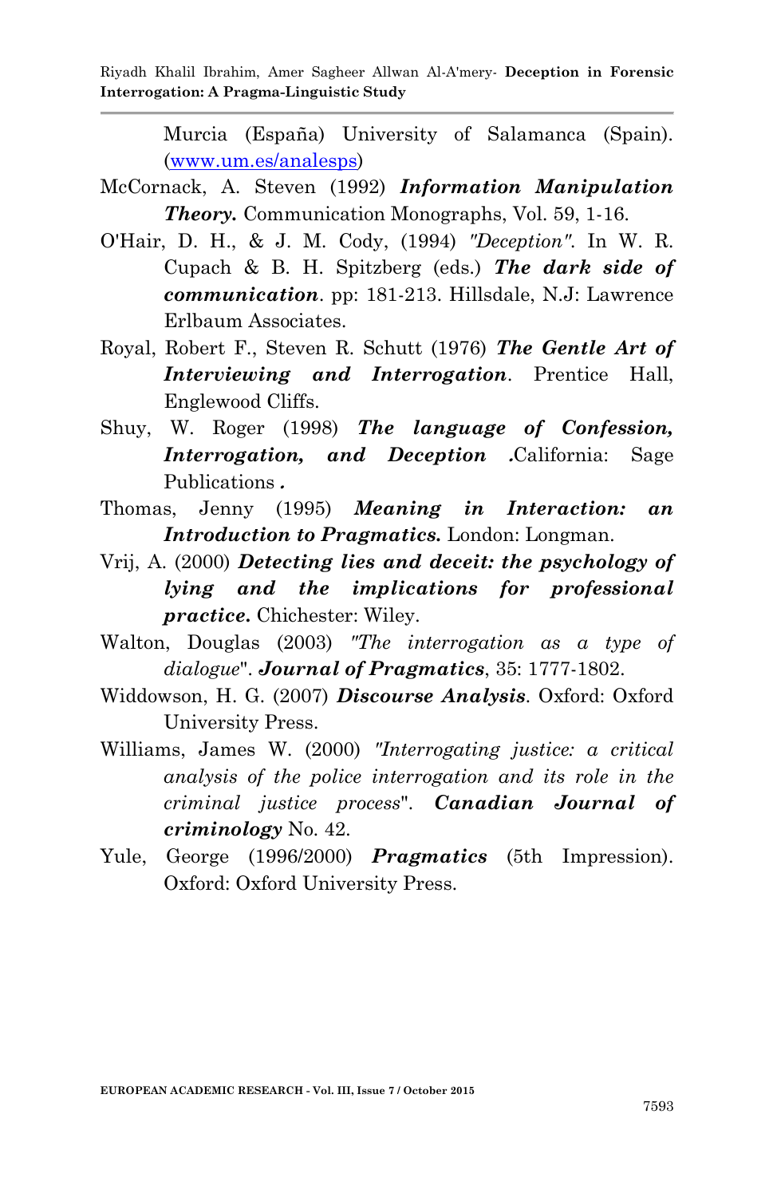Murcia (España) University of Salamanca (Spain). (www.um.es/analesps)

McCornack, A. Steven (1992) ***Information Manipulation Theory.*** Communication Monographs, Vol. 59, 1-16.

O'Hair, D. H., & J. M. Cody, (1994) *"Deception".* In W. R. Cupach & B. H. Spitzberg (eds.) ***The dark side of communication***. pp: 181-213. Hillsdale, N.J: Lawrence Erlbaum Associates.

Royal, Robert F., Steven R. Schutt (1976) ***The Gentle Art of Interviewing and Interrogation***. Prentice Hall, Englewood Cliffs.

Shuy, W. Roger (1998) ***The language of Confession, Interrogation, and Deception .***California: Sage Publications ***.***

Thomas, Jenny (1995) ***Meaning in Interaction: an Introduction to Pragmatics.*** London: Longman.

Vrij, A. (2000) ***Detecting lies and deceit: the psychology of lying and the implications for professional practice.*** Chichester: Wiley.

Walton, Douglas (2003) *"The interrogation as a type of dialogue*". ***Journal of Pragmatics***, 35: 1777-1802.

Widdowson, H. G. (2007) ***Discourse Analysis***. Oxford: Oxford University Press.

Williams, James W. (2000) *"Interrogating justice: a critical analysis of the police interrogation and its role in the criminal justice process*". ***Canadian Journal of criminology*** No. 42.

Yule, George (1996/2000) ***Pragmatics*** (5th Impression). Oxford: Oxford University Press.